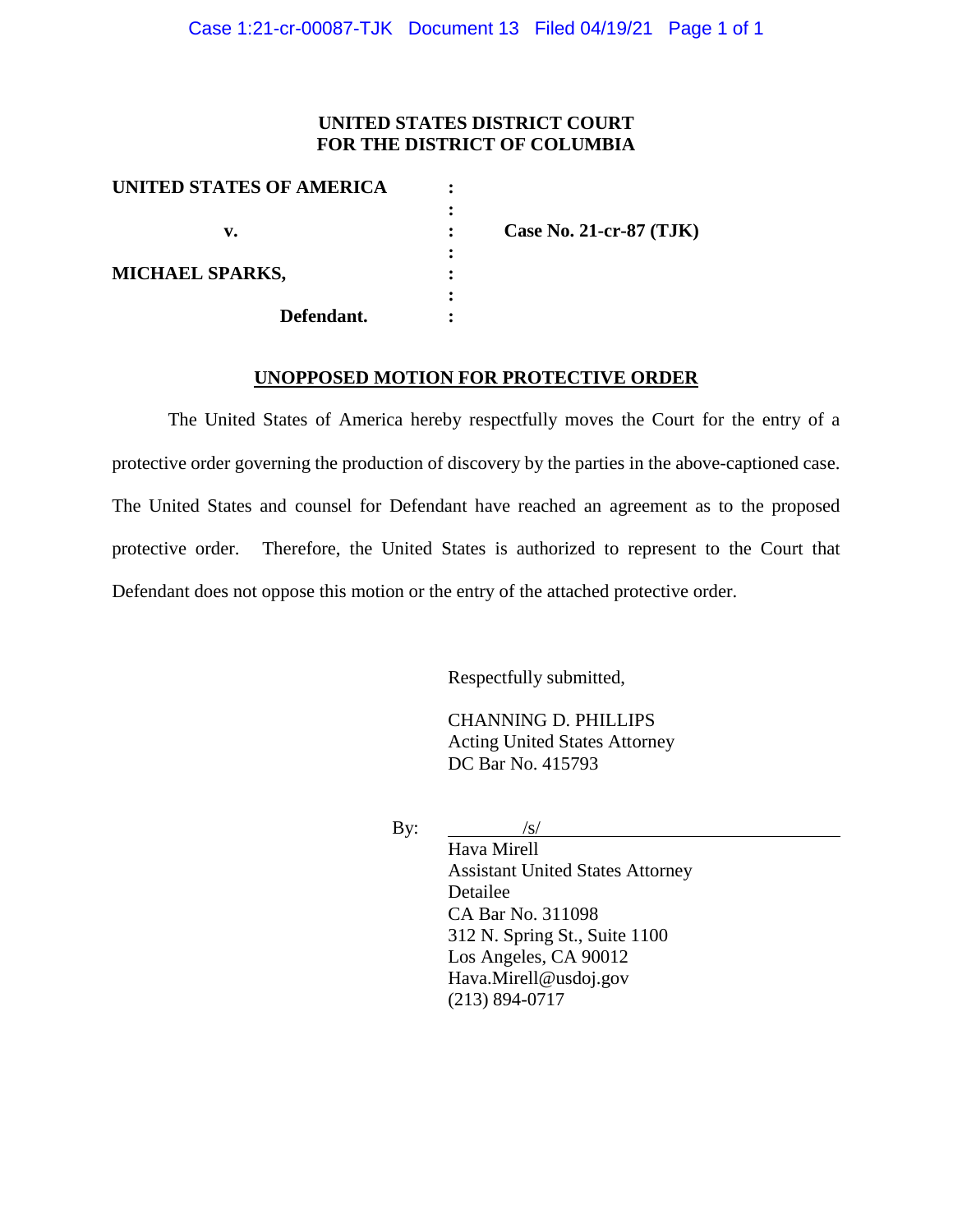**UNITED STATES DISTRICT COURT**
**FOR THE DISTRICT OF COLUMBIA**

| | | |
|---|---|---|
| **UNITED STATES OF AMERICA** | : | |
| | : | |
| **v.** | : | **Case No. 21-cr-87 (TJK)** |
| | : | |
| **MICHAEL SPARKS,** | : | |
| | : | |
| **Defendant.** | : | |

**UNOPPOSED MOTION FOR PROTECTIVE ORDER**

The United States of America hereby respectfully moves the Court for the entry of a protective order governing the production of discovery by the parties in the above-captioned case. The United States and counsel for Defendant have reached an agreement as to the proposed protective order. Therefore, the United States is authorized to represent to the Court that Defendant does not oppose this motion or the entry of the attached protective order.

Respectfully submitted,

CHANNING D. PHILLIPS
Acting United States Attorney
DC Bar No. 415793

By: /s/
Hava Mirell
Assistant United States Attorney
Detailee
CA Bar No. 311098
312 N. Spring St., Suite 1100
Los Angeles, CA 90012
Hava.Mirell@usdoj.gov
(213) 894-0717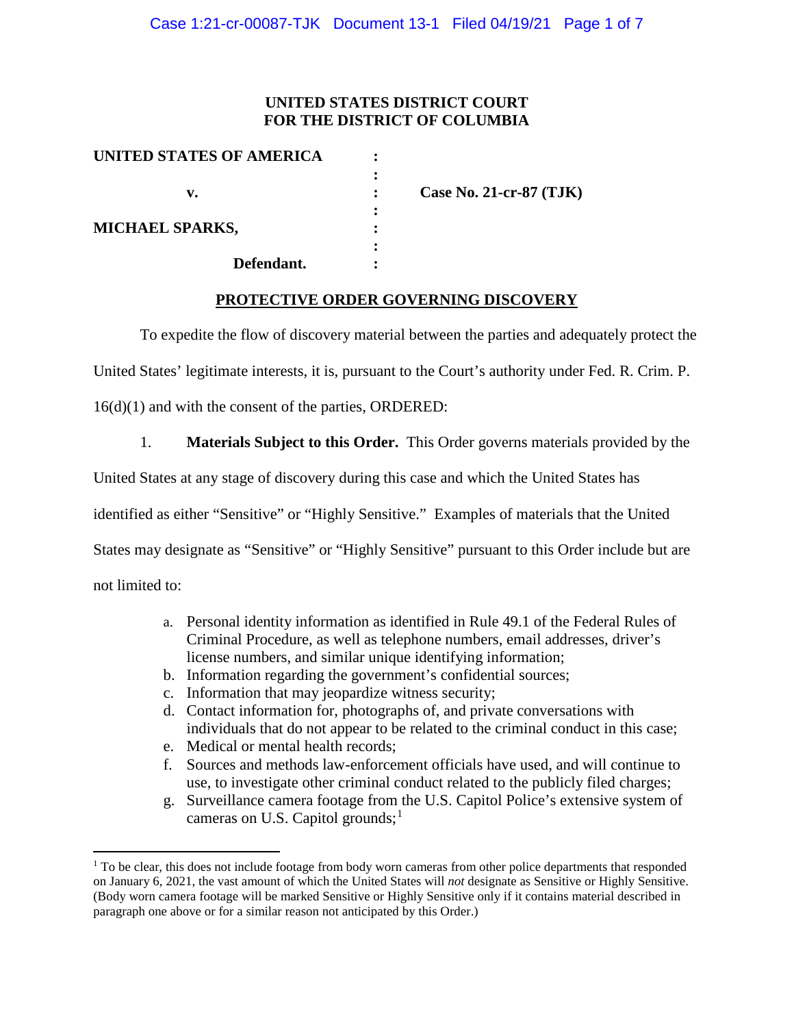**UNITED STATES DISTRICT COURT**
**FOR THE DISTRICT OF COLUMBIA**

| | | |
|---|---|---|
| **UNITED STATES OF AMERICA** | : | |
| | : | |
| **v.** | : | **Case No. 21-cr-87 (TJK)** |
| | : | |
| **MICHAEL SPARKS,** | : | |
| | : | |
| **Defendant.** | : | |

## PROTECTIVE ORDER GOVERNING DISCOVERY

To expedite the flow of discovery material between the parties and adequately protect the United States' legitimate interests, it is, pursuant to the Court's authority under Fed. R. Crim. P. 16(d)(1) and with the consent of the parties, ORDERED:

1. **Materials Subject to this Order.** This Order governs materials provided by the United States at any stage of discovery during this case and which the United States has identified as either "Sensitive" or "Highly Sensitive." Examples of materials that the United States may designate as "Sensitive" or "Highly Sensitive" pursuant to this Order include but are not limited to:

   a. Personal identity information as identified in Rule 49.1 of the Federal Rules of Criminal Procedure, as well as telephone numbers, email addresses, driver's license numbers, and similar unique identifying information;
   b. Information regarding the government's confidential sources;
   c. Information that may jeopardize witness security;
   d. Contact information for, photographs of, and private conversations with individuals that do not appear to be related to the criminal conduct in this case;
   e. Medical or mental health records;
   f. Sources and methods law-enforcement officials have used, and will continue to use, to investigate other criminal conduct related to the publicly filed charges;
   g. Surveillance camera footage from the U.S. Capitol Police's extensive system of cameras on U.S. Capitol grounds;[1]

[1] To be clear, this does not include footage from body worn cameras from other police departments that responded on January 6, 2021, the vast amount of which the United States will *not* designate as Sensitive or Highly Sensitive. (Body worn camera footage will be marked Sensitive or Highly Sensitive only if it contains material described in paragraph one above or for a similar reason not anticipated by this Order.)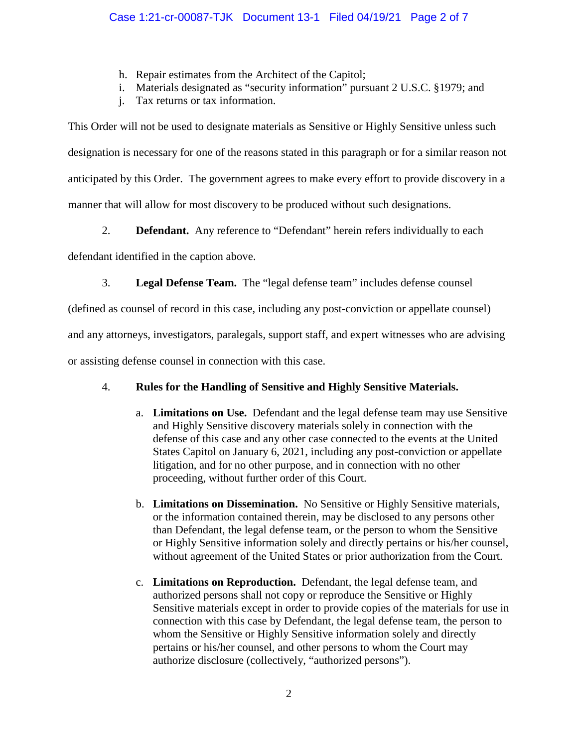h. Repair estimates from the Architect of the Capitol;
i. Materials designated as "security information" pursuant 2 U.S.C. §1979; and
j. Tax returns or tax information.

This Order will not be used to designate materials as Sensitive or Highly Sensitive unless such designation is necessary for one of the reasons stated in this paragraph or for a similar reason not anticipated by this Order. The government agrees to make every effort to provide discovery in a manner that will allow for most discovery to be produced without such designations.

2. **Defendant.** Any reference to "Defendant" herein refers individually to each defendant identified in the caption above.

3. **Legal Defense Team.** The "legal defense team" includes defense counsel (defined as counsel of record in this case, including any post-conviction or appellate counsel) and any attorneys, investigators, paralegals, support staff, and expert witnesses who are advising or assisting defense counsel in connection with this case.

4. **Rules for the Handling of Sensitive and Highly Sensitive Materials.**

   a. **Limitations on Use.** Defendant and the legal defense team may use Sensitive and Highly Sensitive discovery materials solely in connection with the defense of this case and any other case connected to the events at the United States Capitol on January 6, 2021, including any post-conviction or appellate litigation, and for no other purpose, and in connection with no other proceeding, without further order of this Court.

   b. **Limitations on Dissemination.** No Sensitive or Highly Sensitive materials, or the information contained therein, may be disclosed to any persons other than Defendant, the legal defense team, or the person to whom the Sensitive or Highly Sensitive information solely and directly pertains or his/her counsel, without agreement of the United States or prior authorization from the Court.

   c. **Limitations on Reproduction.** Defendant, the legal defense team, and authorized persons shall not copy or reproduce the Sensitive or Highly Sensitive materials except in order to provide copies of the materials for use in connection with this case by Defendant, the legal defense team, the person to whom the Sensitive or Highly Sensitive information solely and directly pertains or his/her counsel, and other persons to whom the Court may authorize disclosure (collectively, "authorized persons").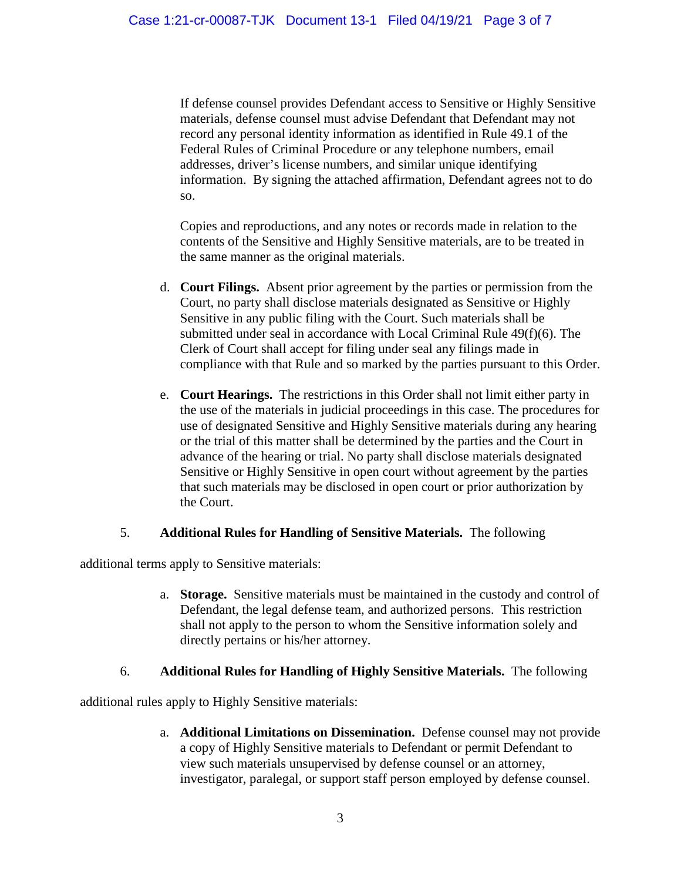If defense counsel provides Defendant access to Sensitive or Highly Sensitive materials, defense counsel must advise Defendant that Defendant may not record any personal identity information as identified in Rule 49.1 of the Federal Rules of Criminal Procedure or any telephone numbers, email addresses, driver's license numbers, and similar unique identifying information. By signing the attached affirmation, Defendant agrees not to do so.

Copies and reproductions, and any notes or records made in relation to the contents of the Sensitive and Highly Sensitive materials, are to be treated in the same manner as the original materials.

d. **Court Filings.** Absent prior agreement by the parties or permission from the Court, no party shall disclose materials designated as Sensitive or Highly Sensitive in any public filing with the Court. Such materials shall be submitted under seal in accordance with Local Criminal Rule 49(f)(6). The Clerk of Court shall accept for filing under seal any filings made in compliance with that Rule and so marked by the parties pursuant to this Order.

e. **Court Hearings.** The restrictions in this Order shall not limit either party in the use of the materials in judicial proceedings in this case. The procedures for use of designated Sensitive and Highly Sensitive materials during any hearing or the trial of this matter shall be determined by the parties and the Court in advance of the hearing or trial. No party shall disclose materials designated Sensitive or Highly Sensitive in open court without agreement by the parties that such materials may be disclosed in open court or prior authorization by the Court.

5. **Additional Rules for Handling of Sensitive Materials.** The following additional terms apply to Sensitive materials:

a. **Storage.** Sensitive materials must be maintained in the custody and control of Defendant, the legal defense team, and authorized persons. This restriction shall not apply to the person to whom the Sensitive information solely and directly pertains or his/her attorney.

6. **Additional Rules for Handling of Highly Sensitive Materials.** The following additional rules apply to Highly Sensitive materials:

a. **Additional Limitations on Dissemination.** Defense counsel may not provide a copy of Highly Sensitive materials to Defendant or permit Defendant to view such materials unsupervised by defense counsel or an attorney, investigator, paralegal, or support staff person employed by defense counsel.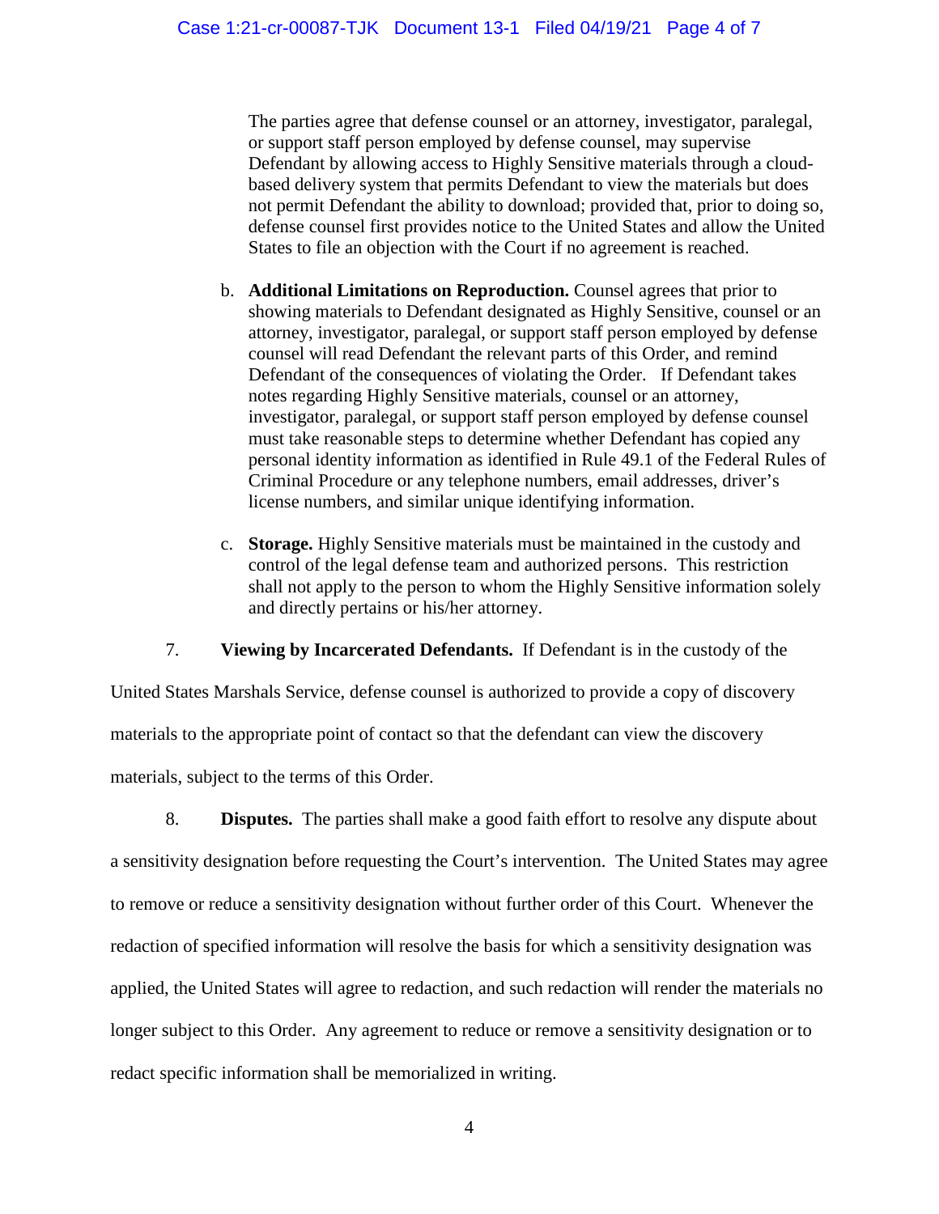The parties agree that defense counsel or an attorney, investigator, paralegal, or support staff person employed by defense counsel, may supervise Defendant by allowing access to Highly Sensitive materials through a cloud-based delivery system that permits Defendant to view the materials but does not permit Defendant the ability to download; provided that, prior to doing so, defense counsel first provides notice to the United States and allow the United States to file an objection with the Court if no agreement is reached.

b. **Additional Limitations on Reproduction.** Counsel agrees that prior to showing materials to Defendant designated as Highly Sensitive, counsel or an attorney, investigator, paralegal, or support staff person employed by defense counsel will read Defendant the relevant parts of this Order, and remind Defendant of the consequences of violating the Order. If Defendant takes notes regarding Highly Sensitive materials, counsel or an attorney, investigator, paralegal, or support staff person employed by defense counsel must take reasonable steps to determine whether Defendant has copied any personal identity information as identified in Rule 49.1 of the Federal Rules of Criminal Procedure or any telephone numbers, email addresses, driver's license numbers, and similar unique identifying information.

c. **Storage.** Highly Sensitive materials must be maintained in the custody and control of the legal defense team and authorized persons. This restriction shall not apply to the person to whom the Highly Sensitive information solely and directly pertains or his/her attorney.

7. **Viewing by Incarcerated Defendants.** If Defendant is in the custody of the United States Marshals Service, defense counsel is authorized to provide a copy of discovery materials to the appropriate point of contact so that the defendant can view the discovery materials, subject to the terms of this Order.

8. **Disputes.** The parties shall make a good faith effort to resolve any dispute about a sensitivity designation before requesting the Court's intervention. The United States may agree to remove or reduce a sensitivity designation without further order of this Court. Whenever the redaction of specified information will resolve the basis for which a sensitivity designation was applied, the United States will agree to redaction, and such redaction will render the materials no longer subject to this Order. Any agreement to reduce or remove a sensitivity designation or to redact specific information shall be memorialized in writing.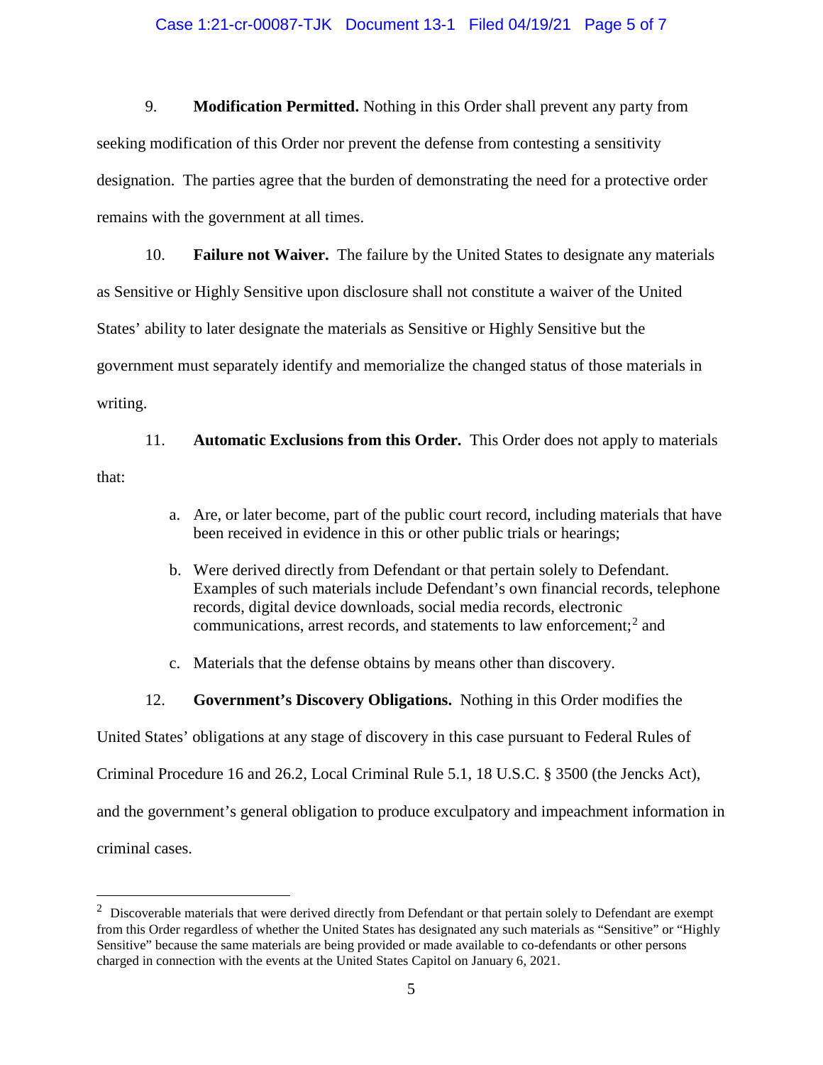9. **Modification Permitted.** Nothing in this Order shall prevent any party from seeking modification of this Order nor prevent the defense from contesting a sensitivity designation. The parties agree that the burden of demonstrating the need for a protective order remains with the government at all times.

10. **Failure not Waiver.** The failure by the United States to designate any materials as Sensitive or Highly Sensitive upon disclosure shall not constitute a waiver of the United States' ability to later designate the materials as Sensitive or Highly Sensitive but the government must separately identify and memorialize the changed status of those materials in writing.

11. **Automatic Exclusions from this Order.** This Order does not apply to materials that:

   a. Are, or later become, part of the public court record, including materials that have been received in evidence in this or other public trials or hearings;

   b. Were derived directly from Defendant or that pertain solely to Defendant. Examples of such materials include Defendant's own financial records, telephone records, digital device downloads, social media records, electronic communications, arrest records, and statements to law enforcement;[2] and

   c. Materials that the defense obtains by means other than discovery.

12. **Government's Discovery Obligations.** Nothing in this Order modifies the United States' obligations at any stage of discovery in this case pursuant to Federal Rules of Criminal Procedure 16 and 26.2, Local Criminal Rule 5.1, 18 U.S.C. § 3500 (the Jencks Act), and the government's general obligation to produce exculpatory and impeachment information in criminal cases.

---

[2] Discoverable materials that were derived directly from Defendant or that pertain solely to Defendant are exempt from this Order regardless of whether the United States has designated any such materials as "Sensitive" or "Highly Sensitive" because the same materials are being provided or made available to co-defendants or other persons charged in connection with the events at the United States Capitol on January 6, 2021.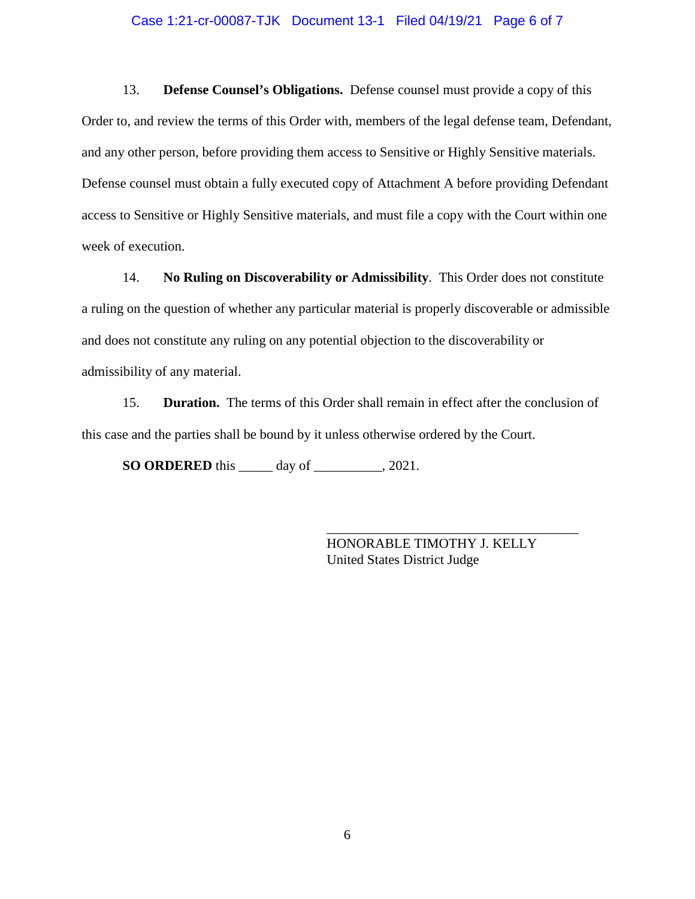13. **Defense Counsel's Obligations.** Defense counsel must provide a copy of this Order to, and review the terms of this Order with, members of the legal defense team, Defendant, and any other person, before providing them access to Sensitive or Highly Sensitive materials. Defense counsel must obtain a fully executed copy of Attachment A before providing Defendant access to Sensitive or Highly Sensitive materials, and must file a copy with the Court within one week of execution.

14. **No Ruling on Discoverability or Admissibility**. This Order does not constitute a ruling on the question of whether any particular material is properly discoverable or admissible and does not constitute any ruling on any potential objection to the discoverability or admissibility of any material.

15. **Duration.** The terms of this Order shall remain in effect after the conclusion of this case and the parties shall be bound by it unless otherwise ordered by the Court.

**SO ORDERED** this _____ day of __________, 2021.

___________________________________

HONORABLE TIMOTHY J. KELLY
United States District Judge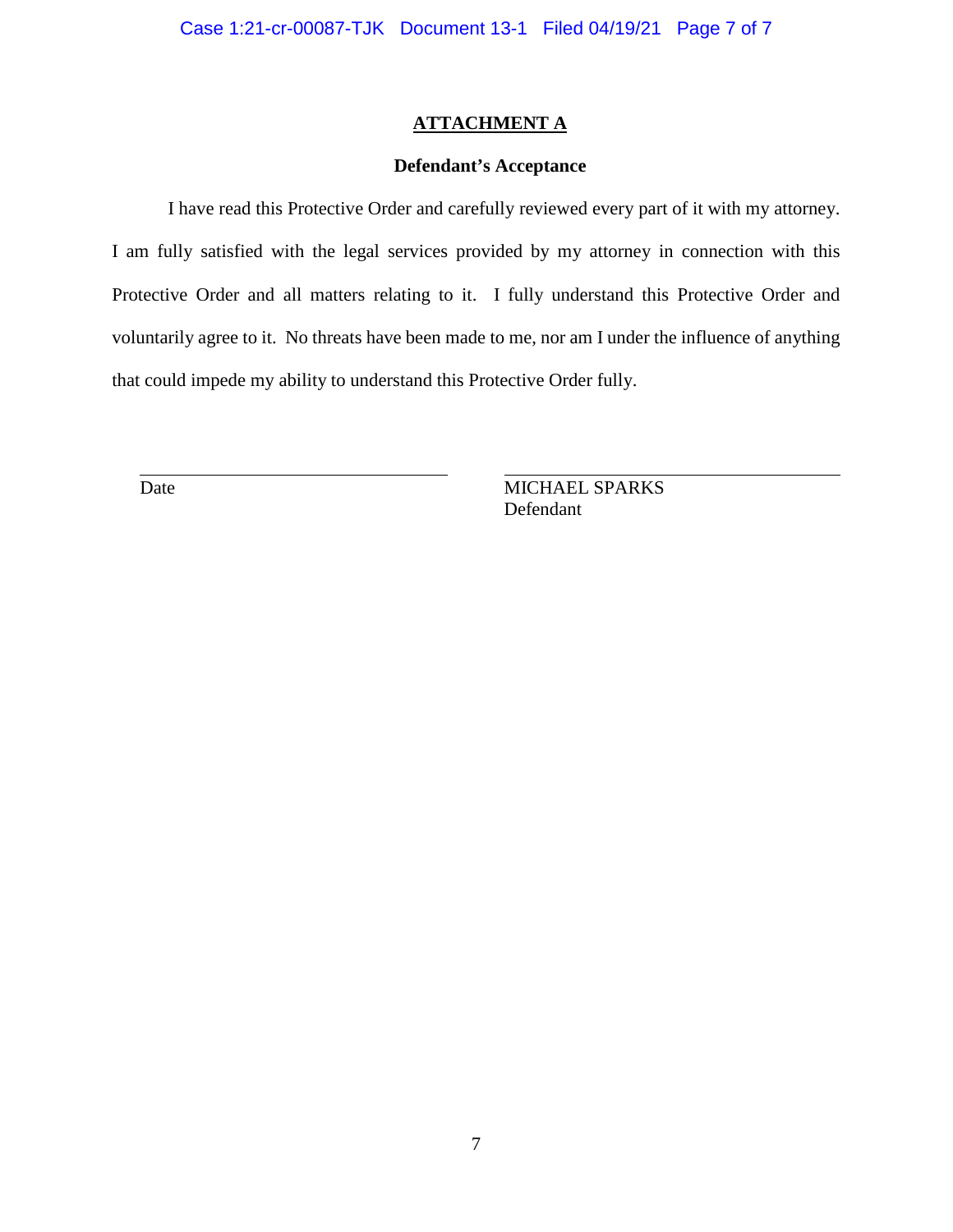## ATTACHMENT A

### Defendant's Acceptance

I have read this Protective Order and carefully reviewed every part of it with my attorney. I am fully satisfied with the legal services provided by my attorney in connection with this Protective Order and all matters relating to it. I fully understand this Protective Order and voluntarily agree to it. No threats have been made to me, nor am I under the influence of anything that could impede my ability to understand this Protective Order fully.

\_\_\_\_\_\_\_\_\_\_\_\_\_\_\_\_\_\_\_\_\_\_\_\_\_\_\_\_\_\_
Date

\_\_\_\_\_\_\_\_\_\_\_\_\_\_\_\_\_\_\_\_\_\_\_\_\_\_\_\_\_\_
MICHAEL SPARKS
Defendant